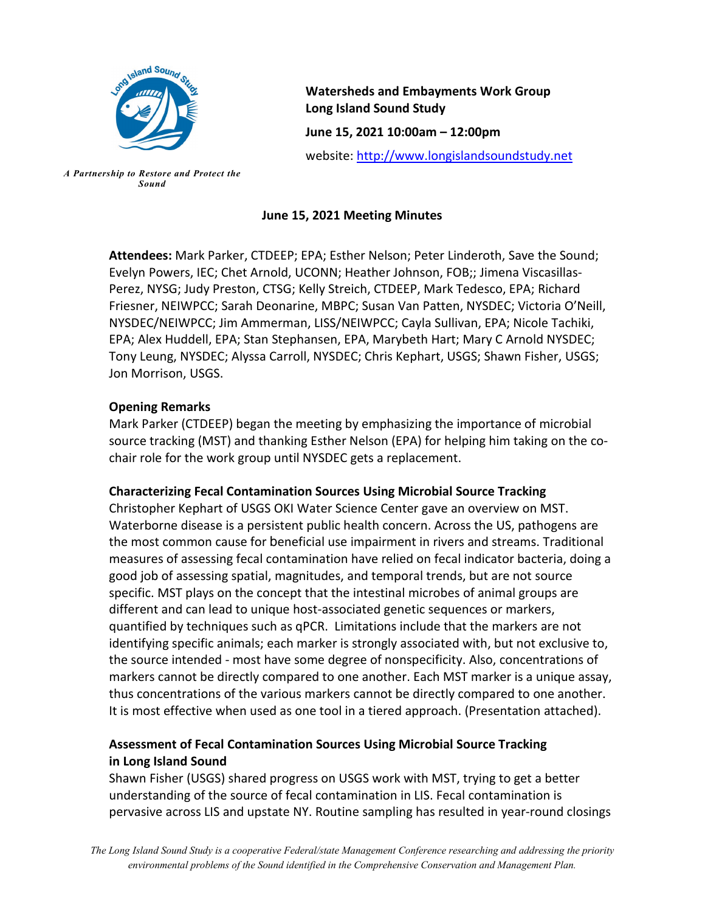*A Partnership to Restore and Protect the Sound*

**Watersheds and Embayments Work Group**
**Long Island Sound Study**

**June 15, 2021 10:00am – 12:00pm**

website: http://www.longislandsoundstudy.net

## June 15, 2021 Meeting Minutes

**Attendees:** Mark Parker, CTDEEP; EPA; Esther Nelson; Peter Linderoth, Save the Sound; Evelyn Powers, IEC; Chet Arnold, UCONN; Heather Johnson, FOB;; Jimena Viscasillas-Perez, NYSG; Judy Preston, CTSG; Kelly Streich, CTDEEP, Mark Tedesco, EPA; Richard Friesner, NEIWPCC; Sarah Deonarine, MBPC; Susan Van Patten, NYSDEC; Victoria O'Neill, NYSDEC/NEIWPCC; Jim Ammerman, LISS/NEIWPCC; Cayla Sullivan, EPA; Nicole Tachiki, EPA; Alex Huddell, EPA; Stan Stephansen, EPA, Marybeth Hart; Mary C Arnold NYSDEC; Tony Leung, NYSDEC; Alyssa Carroll, NYSDEC; Chris Kephart, USGS; Shawn Fisher, USGS; Jon Morrison, USGS.

### Opening Remarks

Mark Parker (CTDEEP) began the meeting by emphasizing the importance of microbial source tracking (MST) and thanking Esther Nelson (EPA) for helping him taking on the co-chair role for the work group until NYSDEC gets a replacement.

### Characterizing Fecal Contamination Sources Using Microbial Source Tracking

Christopher Kephart of USGS OKI Water Science Center gave an overview on MST. Waterborne disease is a persistent public health concern. Across the US, pathogens are the most common cause for beneficial use impairment in rivers and streams. Traditional measures of assessing fecal contamination have relied on fecal indicator bacteria, doing a good job of assessing spatial, magnitudes, and temporal trends, but are not source specific. MST plays on the concept that the intestinal microbes of animal groups are different and can lead to unique host-associated genetic sequences or markers, quantified by techniques such as qPCR. Limitations include that the markers are not identifying specific animals; each marker is strongly associated with, but not exclusive to, the source intended - most have some degree of nonspecificity. Also, concentrations of markers cannot be directly compared to one another. Each MST marker is a unique assay, thus concentrations of the various markers cannot be directly compared to one another. It is most effective when used as one tool in a tiered approach. (Presentation attached).

### Assessment of Fecal Contamination Sources Using Microbial Source Tracking in Long Island Sound

Shawn Fisher (USGS) shared progress on USGS work with MST, trying to get a better understanding of the source of fecal contamination in LIS. Fecal contamination is pervasive across LIS and upstate NY. Routine sampling has resulted in year-round closings

*The Long Island Sound Study is a cooperative Federal/state Management Conference researching and addressing the priority environmental problems of the Sound identified in the Comprehensive Conservation and Management Plan.*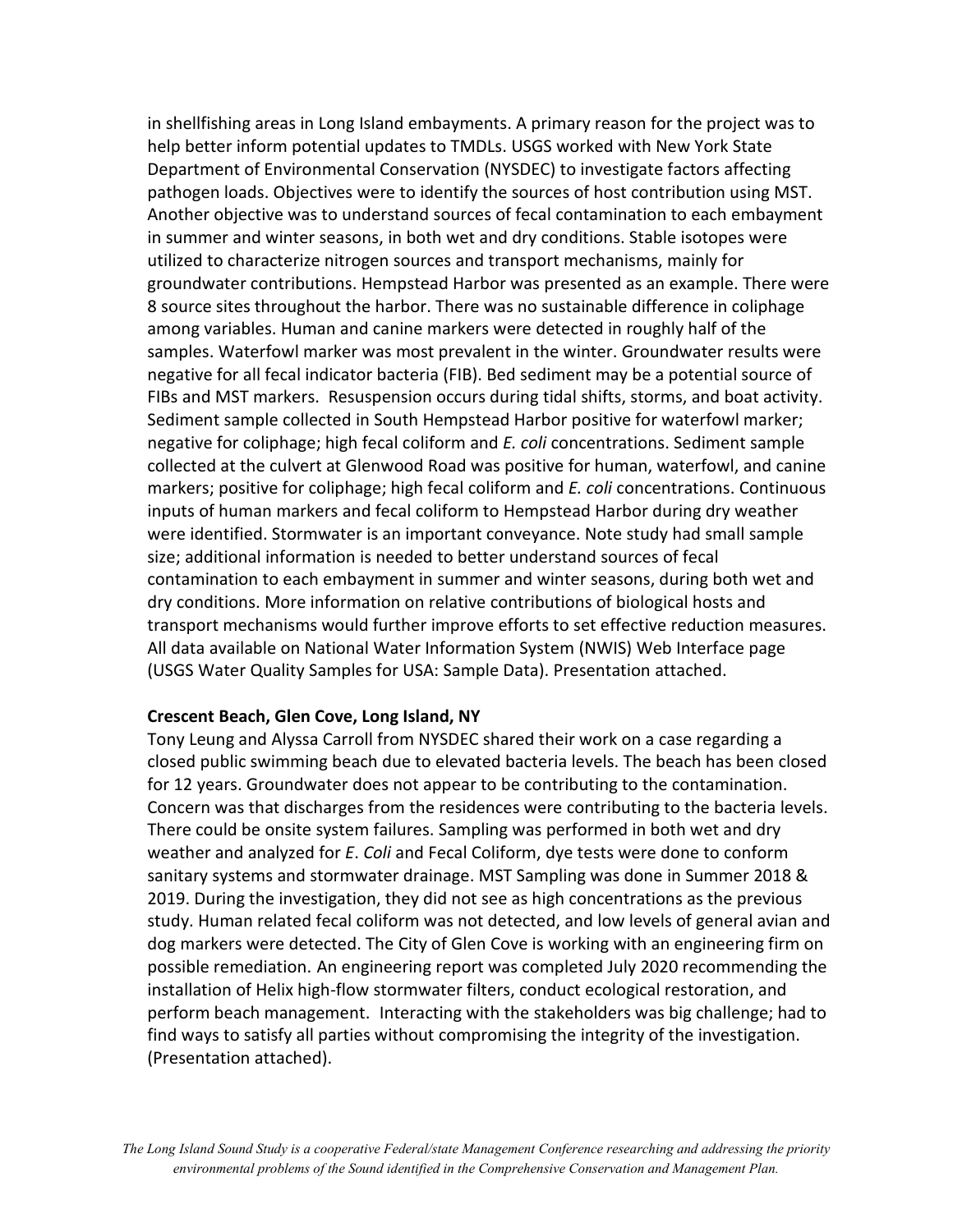in shellfishing areas in Long Island embayments. A primary reason for the project was to help better inform potential updates to TMDLs. USGS worked with New York State Department of Environmental Conservation (NYSDEC) to investigate factors affecting pathogen loads. Objectives were to identify the sources of host contribution using MST. Another objective was to understand sources of fecal contamination to each embayment in summer and winter seasons, in both wet and dry conditions. Stable isotopes were utilized to characterize nitrogen sources and transport mechanisms, mainly for groundwater contributions. Hempstead Harbor was presented as an example. There were 8 source sites throughout the harbor. There was no sustainable difference in coliphage among variables. Human and canine markers were detected in roughly half of the samples. Waterfowl marker was most prevalent in the winter. Groundwater results were negative for all fecal indicator bacteria (FIB). Bed sediment may be a potential source of FIBs and MST markers. Resuspension occurs during tidal shifts, storms, and boat activity. Sediment sample collected in South Hempstead Harbor positive for waterfowl marker; negative for coliphage; high fecal coliform and *E. coli* concentrations. Sediment sample collected at the culvert at Glenwood Road was positive for human, waterfowl, and canine markers; positive for coliphage; high fecal coliform and *E. coli* concentrations. Continuous inputs of human markers and fecal coliform to Hempstead Harbor during dry weather were identified. Stormwater is an important conveyance. Note study had small sample size; additional information is needed to better understand sources of fecal contamination to each embayment in summer and winter seasons, during both wet and dry conditions. More information on relative contributions of biological hosts and transport mechanisms would further improve efforts to set effective reduction measures. All data available on National Water Information System (NWIS) Web Interface page (USGS Water Quality Samples for USA: Sample Data). Presentation attached.

**Crescent Beach, Glen Cove, Long Island, NY**

Tony Leung and Alyssa Carroll from NYSDEC shared their work on a case regarding a closed public swimming beach due to elevated bacteria levels. The beach has been closed for 12 years. Groundwater does not appear to be contributing to the contamination. Concern was that discharges from the residences were contributing to the bacteria levels. There could be onsite system failures. Sampling was performed in both wet and dry weather and analyzed for *E*. *Coli* and Fecal Coliform, dye tests were done to conform sanitary systems and stormwater drainage. MST Sampling was done in Summer 2018 & 2019. During the investigation, they did not see as high concentrations as the previous study. Human related fecal coliform was not detected, and low levels of general avian and dog markers were detected. The City of Glen Cove is working with an engineering firm on possible remediation. An engineering report was completed July 2020 recommending the installation of Helix high-flow stormwater filters, conduct ecological restoration, and perform beach management. Interacting with the stakeholders was big challenge; had to find ways to satisfy all parties without compromising the integrity of the investigation. (Presentation attached).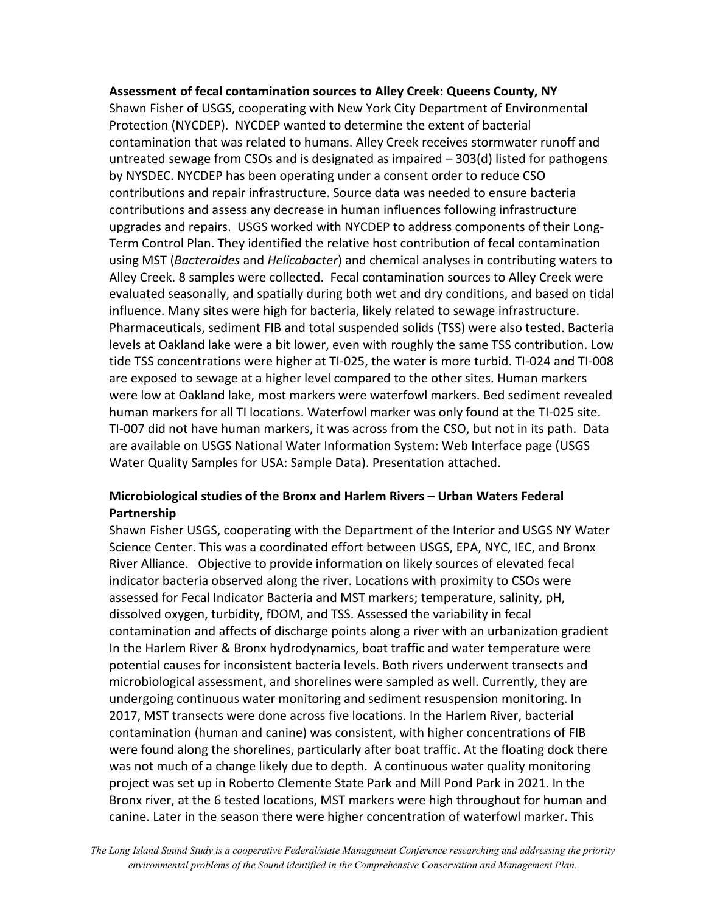**Assessment of fecal contamination sources to Alley Creek: Queens County, NY**

Shawn Fisher of USGS, cooperating with New York City Department of Environmental Protection (NYCDEP). NYCDEP wanted to determine the extent of bacterial contamination that was related to humans. Alley Creek receives stormwater runoff and untreated sewage from CSOs and is designated as impaired – 303(d) listed for pathogens by NYSDEC. NYCDEP has been operating under a consent order to reduce CSO contributions and repair infrastructure. Source data was needed to ensure bacteria contributions and assess any decrease in human influences following infrastructure upgrades and repairs. USGS worked with NYCDEP to address components of their Long-Term Control Plan. They identified the relative host contribution of fecal contamination using MST (*Bacteroides* and *Helicobacter*) and chemical analyses in contributing waters to Alley Creek. 8 samples were collected. Fecal contamination sources to Alley Creek were evaluated seasonally, and spatially during both wet and dry conditions, and based on tidal influence. Many sites were high for bacteria, likely related to sewage infrastructure. Pharmaceuticals, sediment FIB and total suspended solids (TSS) were also tested. Bacteria levels at Oakland lake were a bit lower, even with roughly the same TSS contribution. Low tide TSS concentrations were higher at TI-025, the water is more turbid. TI-024 and TI-008 are exposed to sewage at a higher level compared to the other sites. Human markers were low at Oakland lake, most markers were waterfowl markers. Bed sediment revealed human markers for all TI locations. Waterfowl marker was only found at the TI-025 site. TI-007 did not have human markers, it was across from the CSO, but not in its path. Data are available on USGS National Water Information System: Web Interface page (USGS Water Quality Samples for USA: Sample Data). Presentation attached.

**Microbiological studies of the Bronx and Harlem Rivers – Urban Waters Federal Partnership**

Shawn Fisher USGS, cooperating with the Department of the Interior and USGS NY Water Science Center. This was a coordinated effort between USGS, EPA, NYC, IEC, and Bronx River Alliance. Objective to provide information on likely sources of elevated fecal indicator bacteria observed along the river. Locations with proximity to CSOs were assessed for Fecal Indicator Bacteria and MST markers; temperature, salinity, pH, dissolved oxygen, turbidity, fDOM, and TSS. Assessed the variability in fecal contamination and affects of discharge points along a river with an urbanization gradient In the Harlem River & Bronx hydrodynamics, boat traffic and water temperature were potential causes for inconsistent bacteria levels. Both rivers underwent transects and microbiological assessment, and shorelines were sampled as well. Currently, they are undergoing continuous water monitoring and sediment resuspension monitoring. In 2017, MST transects were done across five locations. In the Harlem River, bacterial contamination (human and canine) was consistent, with higher concentrations of FIB were found along the shorelines, particularly after boat traffic. At the floating dock there was not much of a change likely due to depth. A continuous water quality monitoring project was set up in Roberto Clemente State Park and Mill Pond Park in 2021. In the Bronx river, at the 6 tested locations, MST markers were high throughout for human and canine. Later in the season there were higher concentration of waterfowl marker. This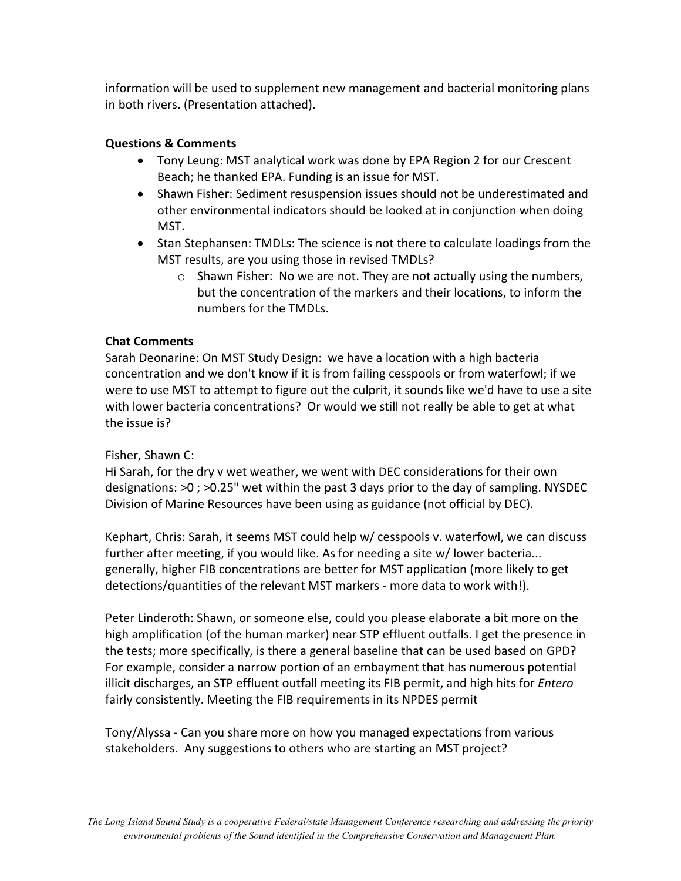information will be used to supplement new management and bacterial monitoring plans in both rivers. (Presentation attached).

**Questions & Comments**

- Tony Leung: MST analytical work was done by EPA Region 2 for our Crescent Beach; he thanked EPA. Funding is an issue for MST.
- Shawn Fisher: Sediment resuspension issues should not be underestimated and other environmental indicators should be looked at in conjunction when doing MST.
- Stan Stephansen: TMDLs: The science is not there to calculate loadings from the MST results, are you using those in revised TMDLs?
    - Shawn Fisher: No we are not. They are not actually using the numbers, but the concentration of the markers and their locations, to inform the numbers for the TMDLs.

**Chat Comments**

Sarah Deonarine: On MST Study Design: we have a location with a high bacteria concentration and we don't know if it is from failing cesspools or from waterfowl; if we were to use MST to attempt to figure out the culprit, it sounds like we'd have to use a site with lower bacteria concentrations? Or would we still not really be able to get at what the issue is?

Fisher, Shawn C:
Hi Sarah, for the dry v wet weather, we went with DEC considerations for their own designations: >0 ; >0.25" wet within the past 3 days prior to the day of sampling. NYSDEC Division of Marine Resources have been using as guidance (not official by DEC).

Kephart, Chris: Sarah, it seems MST could help w/ cesspools v. waterfowl, we can discuss further after meeting, if you would like. As for needing a site w/ lower bacteria... generally, higher FIB concentrations are better for MST application (more likely to get detections/quantities of the relevant MST markers - more data to work with!).

Peter Linderoth: Shawn, or someone else, could you please elaborate a bit more on the high amplification (of the human marker) near STP effluent outfalls. I get the presence in the tests; more specifically, is there a general baseline that can be used based on GPD? For example, consider a narrow portion of an embayment that has numerous potential illicit discharges, an STP effluent outfall meeting its FIB permit, and high hits for *Entero* fairly consistently. Meeting the FIB requirements in its NPDES permit

Tony/Alyssa - Can you share more on how you managed expectations from various stakeholders. Any suggestions to others who are starting an MST project?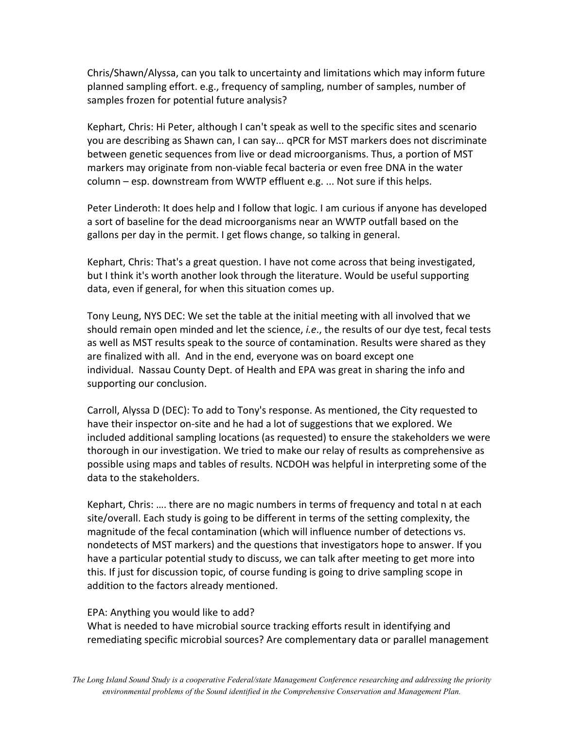Chris/Shawn/Alyssa, can you talk to uncertainty and limitations which may inform future planned sampling effort. e.g., frequency of sampling, number of samples, number of samples frozen for potential future analysis?

Kephart, Chris: Hi Peter, although I can't speak as well to the specific sites and scenario you are describing as Shawn can, I can say... qPCR for MST markers does not discriminate between genetic sequences from live or dead microorganisms. Thus, a portion of MST markers may originate from non-viable fecal bacteria or even free DNA in the water column – esp. downstream from WWTP effluent e.g. ... Not sure if this helps.

Peter Linderoth: It does help and I follow that logic. I am curious if anyone has developed a sort of baseline for the dead microorganisms near an WWTP outfall based on the gallons per day in the permit. I get flows change, so talking in general.

Kephart, Chris: That's a great question. I have not come across that being investigated, but I think it's worth another look through the literature. Would be useful supporting data, even if general, for when this situation comes up.

Tony Leung, NYS DEC: We set the table at the initial meeting with all involved that we should remain open minded and let the science, *i.e.*, the results of our dye test, fecal tests as well as MST results speak to the source of contamination. Results were shared as they are finalized with all. And in the end, everyone was on board except one individual. Nassau County Dept. of Health and EPA was great in sharing the info and supporting our conclusion.

Carroll, Alyssa D (DEC): To add to Tony's response. As mentioned, the City requested to have their inspector on-site and he had a lot of suggestions that we explored. We included additional sampling locations (as requested) to ensure the stakeholders we were thorough in our investigation. We tried to make our relay of results as comprehensive as possible using maps and tables of results. NCDOH was helpful in interpreting some of the data to the stakeholders.

Kephart, Chris: …. there are no magic numbers in terms of frequency and total n at each site/overall. Each study is going to be different in terms of the setting complexity, the magnitude of the fecal contamination (which will influence number of detections vs. nondetects of MST markers) and the questions that investigators hope to answer. If you have a particular potential study to discuss, we can talk after meeting to get more into this. If just for discussion topic, of course funding is going to drive sampling scope in addition to the factors already mentioned.

EPA: Anything you would like to add?
What is needed to have microbial source tracking efforts result in identifying and remediating specific microbial sources? Are complementary data or parallel management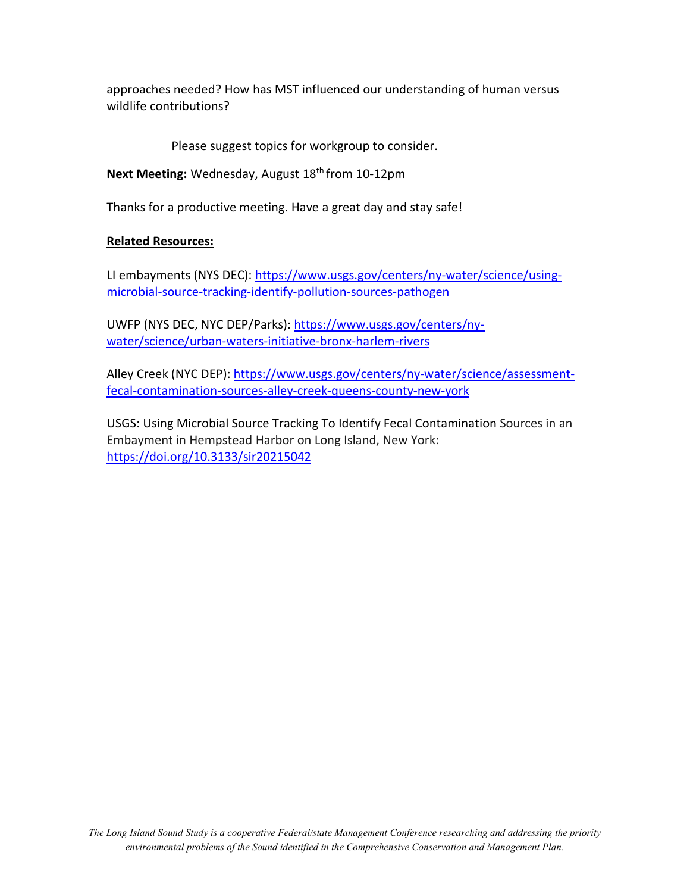approaches needed? How has MST influenced our understanding of human versus wildlife contributions?

Please suggest topics for workgroup to consider.

**Next Meeting:** Wednesday, August 18th from 10-12pm

Thanks for a productive meeting. Have a great day and stay safe!

**Related Resources:**

LI embayments (NYS DEC): https://www.usgs.gov/centers/ny-water/science/using-microbial-source-tracking-identify-pollution-sources-pathogen

UWFP (NYS DEC, NYC DEP/Parks): https://www.usgs.gov/centers/ny-water/science/urban-waters-initiative-bronx-harlem-rivers

Alley Creek (NYC DEP): https://www.usgs.gov/centers/ny-water/science/assessment-fecal-contamination-sources-alley-creek-queens-county-new-york

USGS: Using Microbial Source Tracking To Identify Fecal Contamination Sources in an Embayment in Hempstead Harbor on Long Island, New York: https://doi.org/10.3133/sir20215042

*The Long Island Sound Study is a cooperative Federal/state Management Conference researching and addressing the priority environmental problems of the Sound identified in the Comprehensive Conservation and Management Plan.*